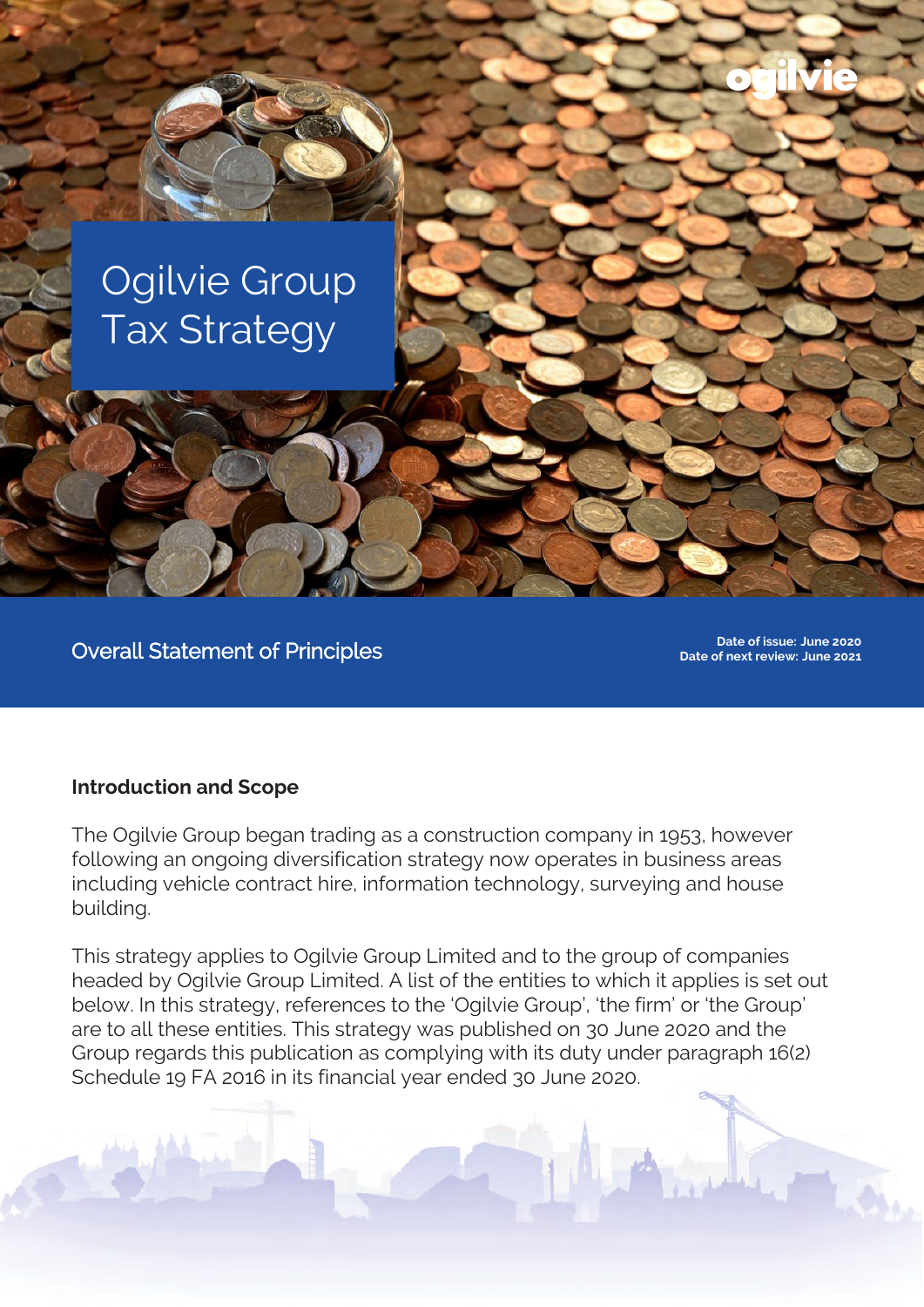ogilvie

# Ogilvie Group Tax Strategy

Overall Statement of Principles

**Date of issue: June 2020**
**Date of next review: June 2021**

## Introduction and Scope

The Ogilvie Group began trading as a construction company in 1953, however following an ongoing diversification strategy now operates in business areas including vehicle contract hire, information technology, surveying and house building.

This strategy applies to Ogilvie Group Limited and to the group of companies headed by Ogilvie Group Limited. A list of the entities to which it applies is set out below. In this strategy, references to the 'Ogilvie Group', 'the firm' or 'the Group' are to all these entities. This strategy was published on 30 June 2020 and the Group regards this publication as complying with its duty under paragraph 16(2) Schedule 19 FA 2016 in its financial year ended 30 June 2020.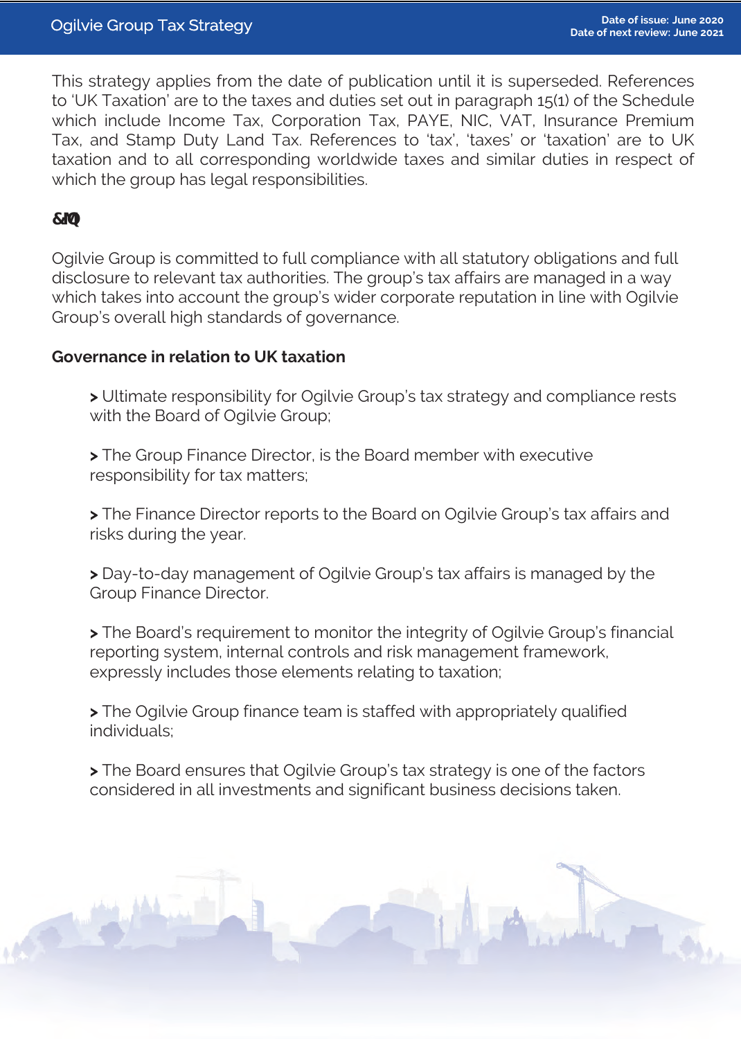This strategy applies from the date of publication until it is superseded. References to 'UK Taxation' are to the taxes and duties set out in paragraph 15(1) of the Schedule which include Income Tax, Corporation Tax, PAYE, NIC, VAT, Insurance Premium Tax, and Stamp Duty Land Tax. References to 'tax', 'taxes' or 'taxation' are to UK taxation and to all corresponding worldwide taxes and similar duties in respect of which the group has legal responsibilities.

**&IQ**

Ogilvie Group is committed to full compliance with all statutory obligations and full disclosure to relevant tax authorities. The group's tax affairs are managed in a way which takes into account the group's wider corporate reputation in line with Ogilvie Group's overall high standards of governance.

**Governance in relation to UK taxation**

> Ultimate responsibility for Ogilvie Group's tax strategy and compliance rests with the Board of Ogilvie Group;

> The Group Finance Director, is the Board member with executive responsibility for tax matters;

> The Finance Director reports to the Board on Ogilvie Group's tax affairs and risks during the year.

> Day-to-day management of Ogilvie Group's tax affairs is managed by the Group Finance Director.

> The Board's requirement to monitor the integrity of Ogilvie Group's financial reporting system, internal controls and risk management framework, expressly includes those elements relating to taxation;

> The Ogilvie Group finance team is staffed with appropriately qualified individuals;

> The Board ensures that Ogilvie Group's tax strategy is one of the factors considered in all investments and significant business decisions taken.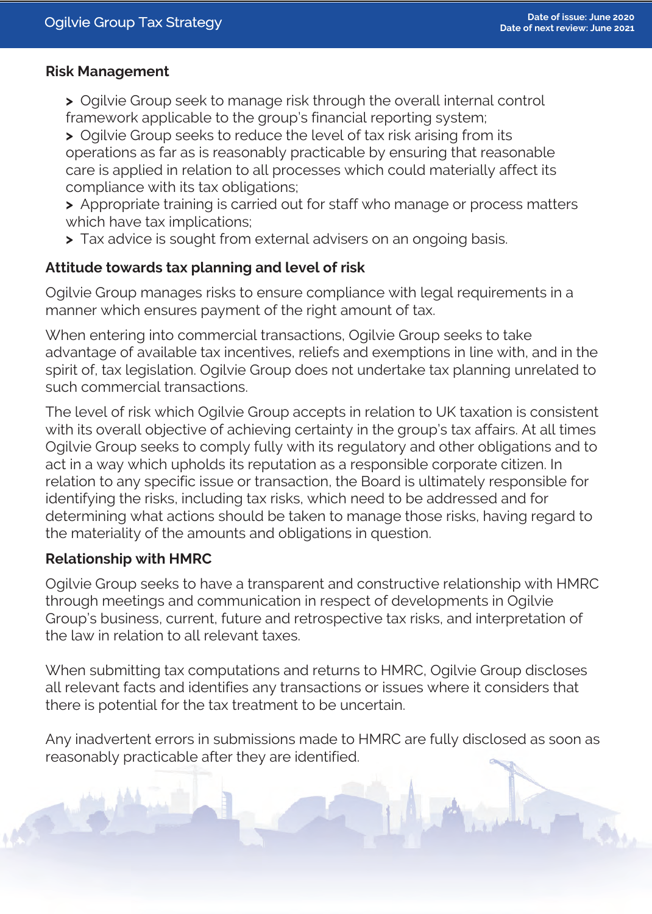### Risk Management

- Ogilvie Group seek to manage risk through the overall internal control framework applicable to the group's financial reporting system;
- Ogilvie Group seeks to reduce the level of tax risk arising from its operations as far as is reasonably practicable by ensuring that reasonable care is applied in relation to all processes which could materially affect its compliance with its tax obligations;
- Appropriate training is carried out for staff who manage or process matters which have tax implications;
- Tax advice is sought from external advisers on an ongoing basis.

### Attitude towards tax planning and level of risk

Ogilvie Group manages risks to ensure compliance with legal requirements in a manner which ensures payment of the right amount of tax.

When entering into commercial transactions, Ogilvie Group seeks to take advantage of available tax incentives, reliefs and exemptions in line with, and in the spirit of, tax legislation. Ogilvie Group does not undertake tax planning unrelated to such commercial transactions.

The level of risk which Ogilvie Group accepts in relation to UK taxation is consistent with its overall objective of achieving certainty in the group's tax affairs. At all times Ogilvie Group seeks to comply fully with its regulatory and other obligations and to act in a way which upholds its reputation as a responsible corporate citizen. In relation to any specific issue or transaction, the Board is ultimately responsible for identifying the risks, including tax risks, which need to be addressed and for determining what actions should be taken to manage those risks, having regard to the materiality of the amounts and obligations in question.

### Relationship with HMRC

Ogilvie Group seeks to have a transparent and constructive relationship with HMRC through meetings and communication in respect of developments in Ogilvie Group's business, current, future and retrospective tax risks, and interpretation of the law in relation to all relevant taxes.

When submitting tax computations and returns to HMRC, Ogilvie Group discloses all relevant facts and identifies any transactions or issues where it considers that there is potential for the tax treatment to be uncertain.

Any inadvertent errors in submissions made to HMRC are fully disclosed as soon as reasonably practicable after they are identified.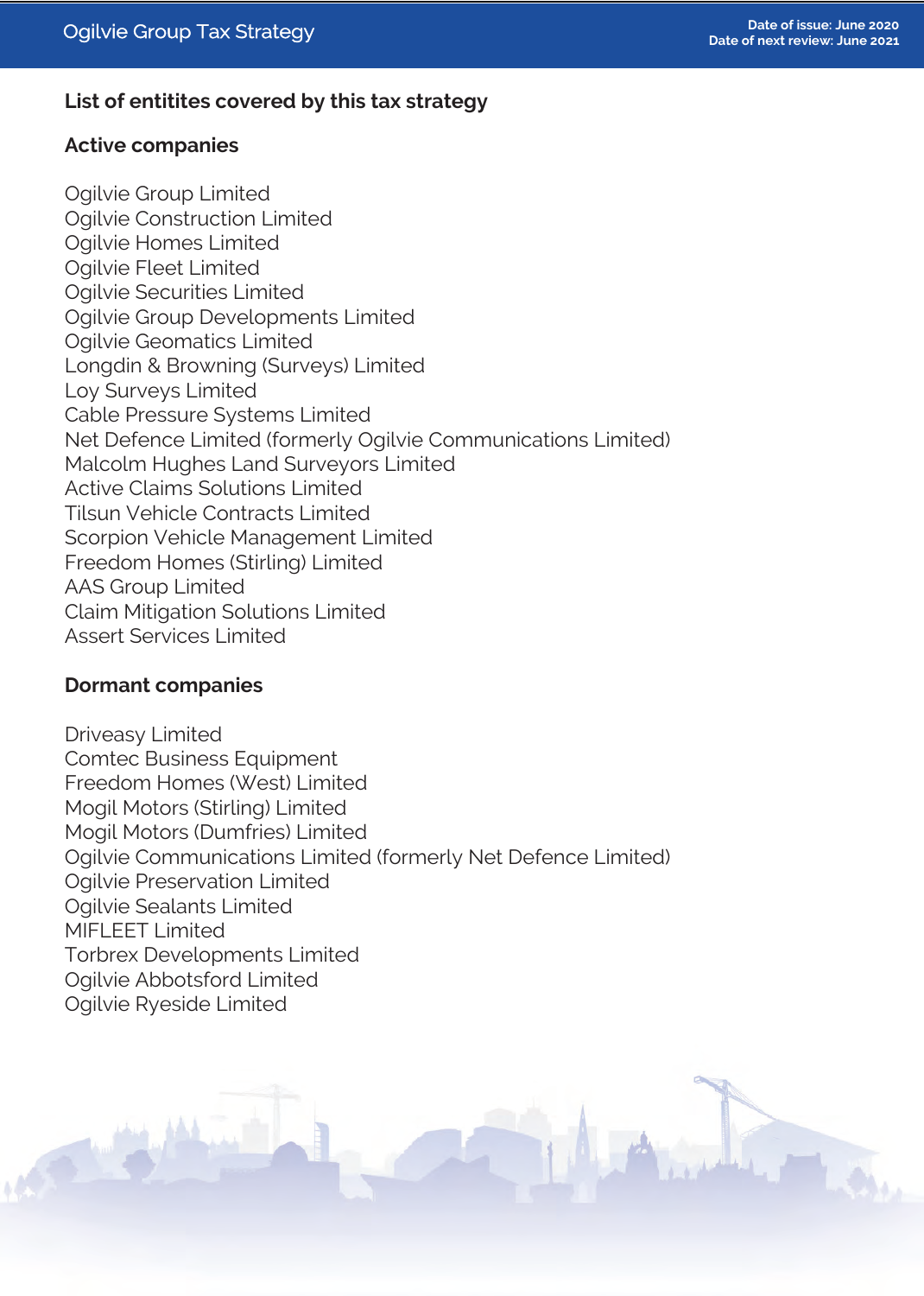## List of entitites covered by this tax strategy

### Active companies

Ogilvie Group Limited
Ogilvie Construction Limited
Ogilvie Homes Limited
Ogilvie Fleet Limited
Ogilvie Securities Limited
Ogilvie Group Developments Limited
Ogilvie Geomatics Limited
Longdin & Browning (Surveys) Limited
Loy Surveys Limited
Cable Pressure Systems Limited
Net Defence Limited (formerly Ogilvie Communications Limited)
Malcolm Hughes Land Surveyors Limited
Active Claims Solutions Limited
Tilsun Vehicle Contracts Limited
Scorpion Vehicle Management Limited
Freedom Homes (Stirling) Limited
AAS Group Limited
Claim Mitigation Solutions Limited
Assert Services Limited

### Dormant companies

Driveasy Limited
Comtec Business Equipment
Freedom Homes (West) Limited
Mogil Motors (Stirling) Limited
Mogil Motors (Dumfries) Limited
Ogilvie Communications Limited (formerly Net Defence Limited)
Ogilvie Preservation Limited
Ogilvie Sealants Limited
MIFLEET Limited
Torbrex Developments Limited
Ogilvie Abbotsford Limited
Ogilvie Ryeside Limited